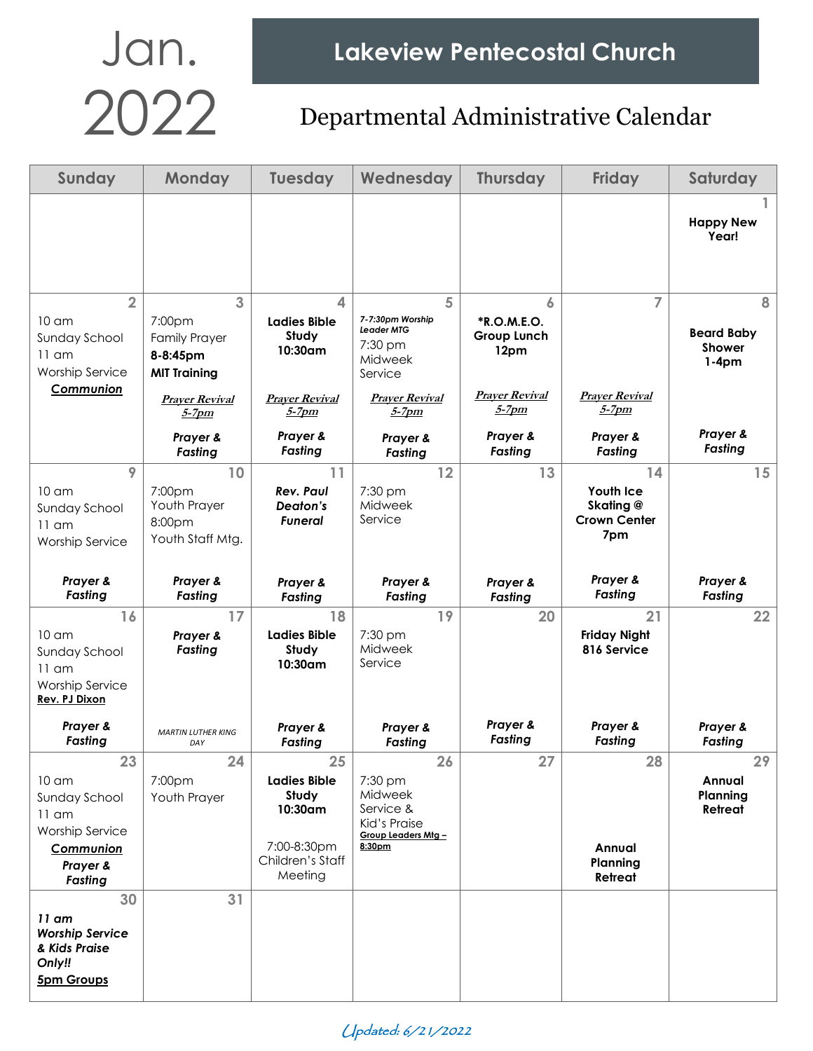# Jan. 2022

## Lakeview Pentecostal Church

### Departmental Administrative Calendar

| Sunday | Monday | Tuesday | Wednesday | Thursday | Friday | Saturday |
|---|---|---|---|---|---|---|
| | | | | | | 1<br>**Happy New Year!** |
| 2<br>10 am<br>Sunday School<br>11 am<br>Worship Service<br>***Communion*** | 3<br>7:00pm<br>Family Prayer<br>**8-8:45pm**<br>**MIT Training**<br>*Prayer Revival 5-7pm*<br>***Prayer & Fasting*** | 4<br>**Ladies Bible Study 10:30am**<br>*Prayer Revival 5-7pm*<br>***Prayer & Fasting*** | 5<br>***7-7:30pm Worship Leader MTG***<br>7:30 pm<br>Midweek Service<br>*Prayer Revival 5-7pm*<br>***Prayer & Fasting*** | 6<br>**\*R.O.M.E.O. Group Lunch 12pm**<br>*Prayer Revival 5-7pm*<br>***Prayer & Fasting*** | 7<br>*Prayer Revival 5-7pm*<br>***Prayer & Fasting*** | 8<br>**Beard Baby Shower 1-4pm**<br>***Prayer & Fasting*** |
| 9<br>10 am<br>Sunday School<br>11 am<br>Worship Service<br>***Prayer & Fasting*** | 10<br>7:00pm<br>Youth Prayer<br>8:00pm<br>Youth Staff Mtg.<br>***Prayer & Fasting*** | 11<br>***Rev. Paul Deaton's Funeral***<br>***Prayer & Fasting*** | 12<br>7:30 pm<br>Midweek Service<br>***Prayer & Fasting*** | 13<br>***Prayer & Fasting*** | 14<br>**Youth Ice Skating @ Crown Center 7pm**<br>***Prayer & Fasting*** | 15<br>***Prayer & Fasting*** |
| 16<br>10 am<br>Sunday School<br>11 am<br>Worship Service<br>**Rev. PJ Dixon**<br>***Prayer & Fasting*** | 17<br>***Prayer & Fasting***<br>*MARTIN LUTHER KING DAY* | 18<br>**Ladies Bible Study 10:30am**<br>***Prayer & Fasting*** | 19<br>7:30 pm<br>Midweek Service<br>***Prayer & Fasting*** | 20<br>***Prayer & Fasting*** | 21<br>**Friday Night 816 Service**<br>***Prayer & Fasting*** | 22<br>***Prayer & Fasting*** |
| 23<br>10 am<br>Sunday School<br>11 am<br>Worship Service<br>***Communion***<br>***Prayer & Fasting*** | 24<br>7:00pm<br>Youth Prayer | 25<br>**Ladies Bible Study 10:30am**<br>7:00-8:30pm<br>Children's Staff Meeting | 26<br>7:30 pm<br>Midweek Service &<br>Kid's Praise<br>**Group Leaders Mtg – 8:30pm** | 27 | 28<br>**Annual Planning Retreat** | 29<br>**Annual Planning Retreat** |
| 30<br>***11 am Worship Service & Kids Praise Only!!***<br>***5pm Groups*** | 31 | | | | | |

*Updated: 6/21/2022*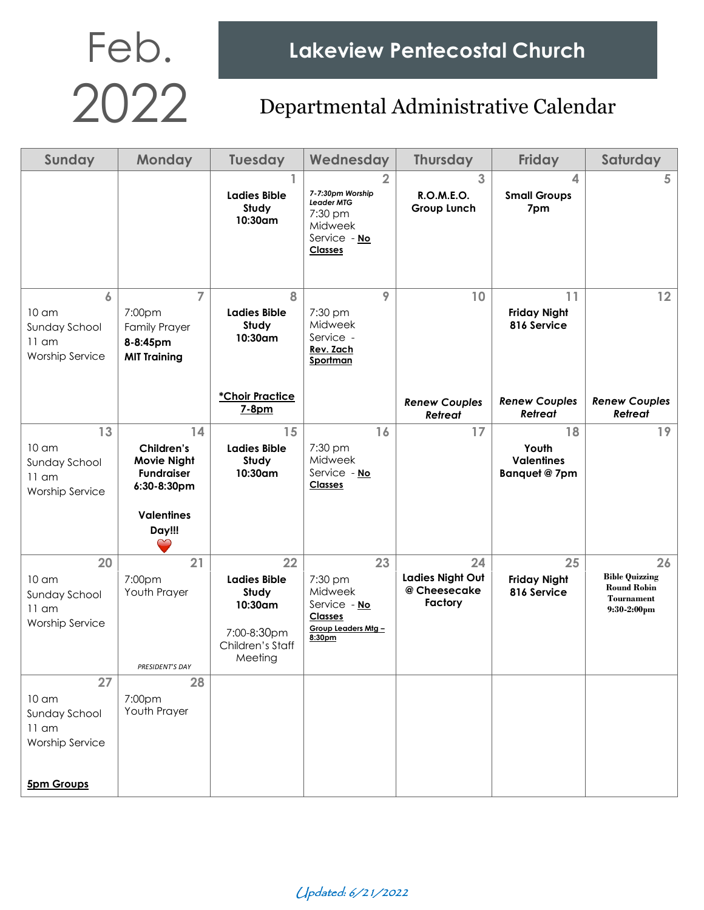# Feb. 2022

## Lakeview Pentecostal Church

### Departmental Administrative Calendar

| Sunday | Monday | Tuesday | Wednesday | Thursday | Friday | Saturday |
|---|---|---|---|---|---|---|
| | | 1<br>**Ladies Bible Study 10:30am** | 2<br>*7-7:30pm Worship Leader MTG*<br>7:30 pm Midweek Service - **No Classes** | 3<br>**R.O.M.E.O. Group Lunch** | 4<br>**Small Groups 7pm** | 5 |
| 6<br>10 am Sunday School<br>11 am Worship Service | 7<br>7:00pm Family Prayer<br>**8-8:45pm MIT Training** | 8<br>**Ladies Bible Study 10:30am**<br>***Choir Practice 7-8pm** | 9<br>7:30 pm Midweek Service - **Rev. Zach Sportman** | 10<br>***Renew Couples Retreat*** | 11<br>**Friday Night 816 Service**<br>***Renew Couples Retreat*** | 12<br>***Renew Couples Retreat*** |
| 13<br>10 am Sunday School<br>11 am Worship Service | 14<br>**Children's Movie Night Fundraiser 6:30-8:30pm**<br>**Valentines Day!!!** ❤️ | 15<br>**Ladies Bible Study 10:30am** | 16<br>7:30 pm Midweek Service - **No Classes** | 17 | 18<br>**Youth Valentines Banquet @ 7pm** | 19 |
| 20<br>10 am Sunday School<br>11 am Worship Service | 21<br>7:00pm Youth Prayer<br>*PRESIDENT'S DAY* | 22<br>**Ladies Bible Study 10:30am**<br>7:00-8:30pm Children's Staff Meeting | 23<br>7:30 pm Midweek Service - **No Classes**<br>**Group Leaders Mtg – 8:30pm** | 24<br>**Ladies Night Out @ Cheesecake Factory** | 25<br>**Friday Night 816 Service** | 26<br>**Bible Quizzing Round Robin Tournament 9:30-2:00pm** |
| 27<br>10 am Sunday School<br>11 am Worship Service<br>**5pm Groups** | 28<br>7:00pm Youth Prayer | | | | | |

*Updated: 6/21/2022*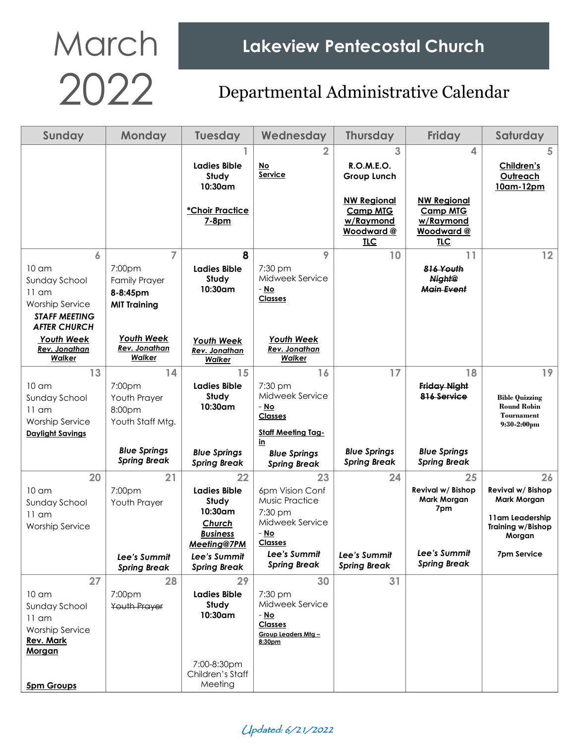# March 2022

## Lakeview Pentecostal Church

### Departmental Administrative Calendar

| Sunday | Monday | Tuesday | Wednesday | Thursday | Friday | Saturday |
|---|---|---|---|---|---|---|
| | | 1<br>**Ladies Bible Study 10:30am**<br>**\*Choir Practice 7-8pm** | 2<br>**No Service** | 3<br>**R.O.M.E.O. Group Lunch**<br>**NW Regional Camp MTG w/Raymond Woodward @ TLC** | 4<br>**NW Regional Camp MTG w/Raymond Woodward @ TLC** | 5<br>**Children's Outreach 10am-12pm** |
| 6<br>10 am Sunday School<br>11 am Worship Service<br>***STAFF MEETING AFTER CHURCH***<br>***Youth Week Rev. Jonathan Walker*** | 7<br>7:00pm Family Prayer<br>**8-8:45pm MIT Training**<br>***Youth Week Rev. Jonathan Walker*** | 8<br>**Ladies Bible Study 10:30am**<br>***Youth Week Rev. Jonathan Walker*** | 9<br>7:30 pm Midweek Service - **No Classes**<br>***Youth Week Rev. Jonathan Walker*** | 10 | 11<br>***~~816 Youth Night@ Main Event~~*** | 12 |
| 13<br>10 am Sunday School<br>11 am Worship Service<br>**Daylight Savings** | 14<br>7:00pm Youth Prayer<br>8:00pm Youth Staff Mtg.<br>***Blue Springs Spring Break*** | 15<br>**Ladies Bible Study 10:30am**<br>***Blue Springs Spring Break*** | 16<br>7:30 pm Midweek Service - **No Classes**<br>**Staff Meeting Tag-in**<br>***Blue Springs Spring Break*** | 17<br>***Blue Springs Spring Break*** | 18<br>**~~Friday Night 816 Service~~**<br>***Blue Springs Spring Break*** | 19<br>**Bible Quizzing Round Robin Tournament 9:30-2:00pm** |
| 20<br>10 am Sunday School<br>11 am Worship Service | 21<br>7:00pm Youth Prayer<br>***Lee's Summit Spring Break*** | 22<br>**Ladies Bible Study 10:30am**<br>***Church Business Meeting@7PM***<br>***Lee's Summit Spring Break*** | 23<br>6pm Vision Conf Music Practice<br>7:30 pm Midweek Service - **No Classes**<br>***Lee's Summit Spring Break*** | 24<br>***Lee's Summit Spring Break*** | 25<br>**Revival w/ Bishop Mark Morgan 7pm**<br>***Lee's Summit Spring Break*** | 26<br>**Revival w/ Bishop Mark Morgan**<br>**11am Leadership Training w/Bishop Morgan**<br>**7pm Service** |
| 27<br>10 am Sunday School<br>11 am Worship Service **Rev. Mark Morgan**<br>**5pm Groups** | 28<br>7:00pm ~~Youth Prayer~~ | 29<br>**Ladies Bible Study 10:30am**<br>7:00-8:30pm Children's Staff Meeting | 30<br>7:30 pm Midweek Service - **No Classes**<br>**Group Leaders Mtg – 8:30pm** | 31 | | |

*Updated: 6/21/2022*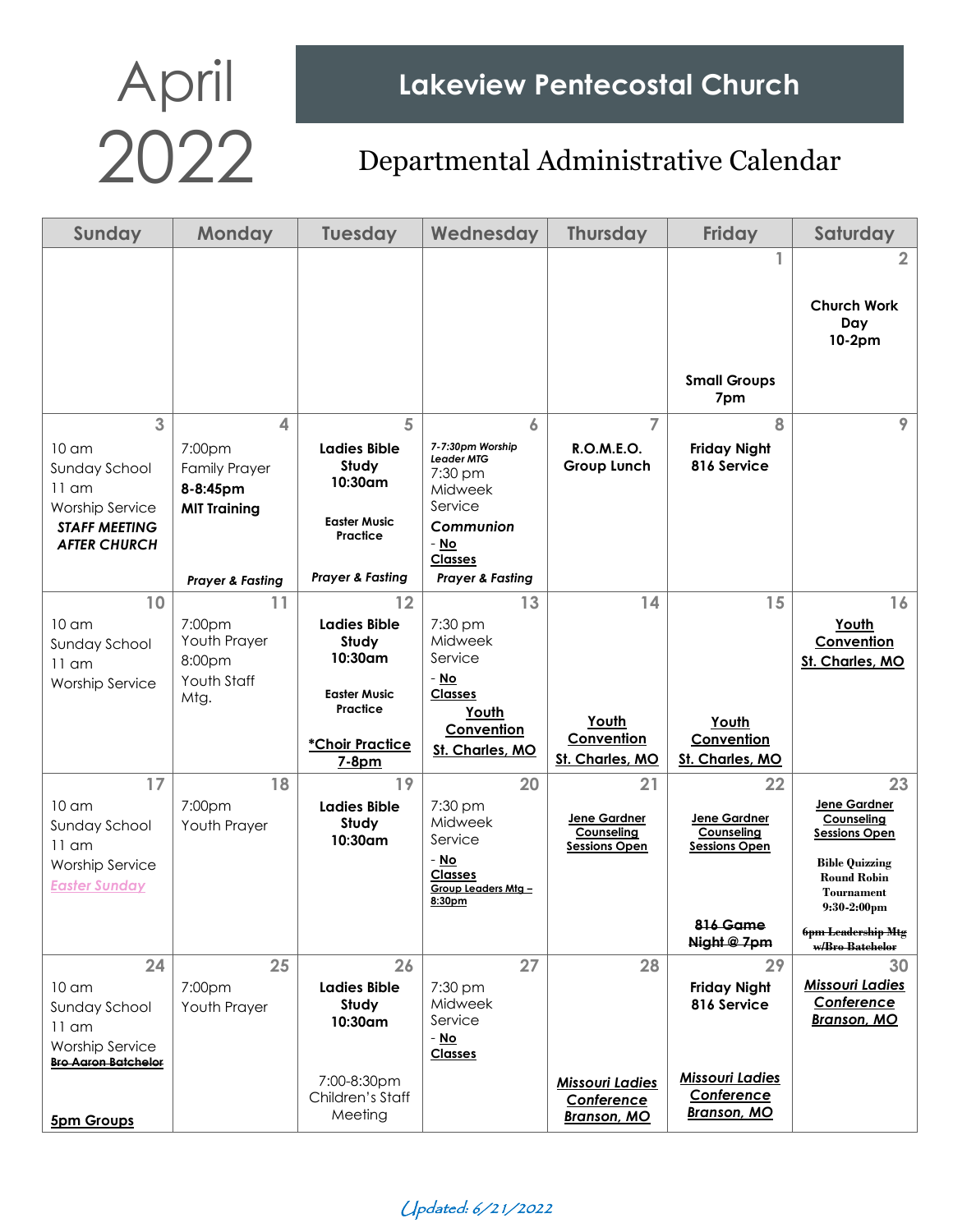# April 2022

## Lakeview Pentecostal Church

### Departmental Administrative Calendar

| Sunday | Monday | Tuesday | Wednesday | Thursday | Friday | Saturday |
|---|---|---|---|---|---|---|
| | | | | | 1<br>Small Groups 7pm | 2<br>Church Work Day 10-2pm |
| 3<br>10 am Sunday School<br>11 am Worship Service<br>***STAFF MEETING AFTER CHURCH*** | 4<br>7:00pm Family Prayer<br>**8-8:45pm MIT Training**<br>***Prayer & Fasting*** | 5<br>**Ladies Bible Study 10:30am**<br>**Easter Music Practice**<br>***Prayer & Fasting*** | 6<br>*7-7:30pm Worship Leader MTG*<br>7:30 pm Midweek Service<br>***Communion*** - No Classes<br>***Prayer & Fasting*** | 7<br>**R.O.M.E.O. Group Lunch** | 8<br>**Friday Night 816 Service** | 9 |
| 10<br>10 am Sunday School<br>11 am Worship Service | 11<br>7:00pm Youth Prayer<br>8:00pm Youth Staff Mtg. | 12<br>**Ladies Bible Study 10:30am**<br>**Easter Music Practice**<br>***Choir Practice 7-8pm** | 13<br>7:30 pm Midweek Service<br>- No Classes<br>**Youth Convention St. Charles, MO** | 14<br>**Youth Convention St. Charles, MO** | 15<br>**Youth Convention St. Charles, MO** | 16<br>**Youth Convention St. Charles, MO** |
| 17<br>10 am Sunday School<br>11 am Worship Service<br>*Easter Sunday* | 18<br>7:00pm Youth Prayer | 19<br>**Ladies Bible Study 10:30am** | 20<br>7:30 pm Midweek Service<br>- No Classes<br>Group Leaders Mtg – 8:30pm | 21<br>**Jene Gardner Counseling Sessions Open** | 22<br>**Jene Gardner Counseling Sessions Open**<br>~~816 Game Night @ 7pm~~ | 23<br>**Jene Gardner Counseling Sessions Open**<br>**Bible Quizzing Round Robin Tournament 9:30-2:00pm**<br>~~6pm Leadership Mtg w/Bro Batchelor~~ |
| 24<br>10 am Sunday School<br>11 am Worship Service<br>~~Bro Aaron Batchelor~~<br>**5pm Groups** | 25<br>7:00pm Youth Prayer | 26<br>**Ladies Bible Study 10:30am**<br>7:00-8:30pm Children's Staff Meeting | 27<br>7:30 pm Midweek Service<br>- No Classes | 28<br>***Missouri Ladies Conference Branson, MO*** | 29<br>**Friday Night 816 Service**<br>***Missouri Ladies Conference Branson, MO*** | 30<br>***Missouri Ladies Conference Branson, MO*** |

*Updated: 6/21/2022*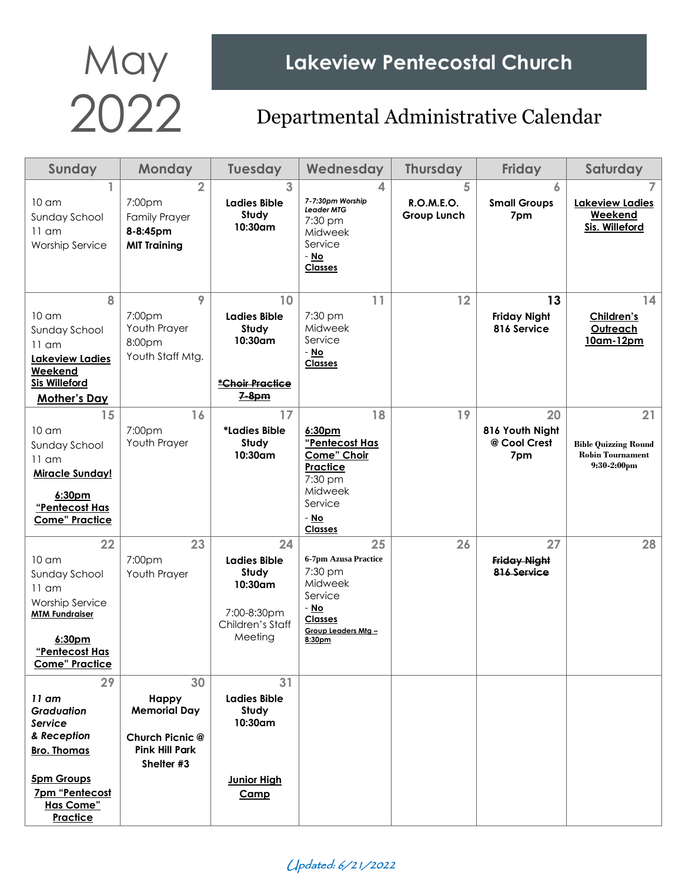# May 2022

## Lakeview Pentecostal Church

### Departmental Administrative Calendar

| Sunday | Monday | Tuesday | Wednesday | Thursday | Friday | Saturday |
|---|---|---|---|---|---|---|
| **1**<br>10 am<br>Sunday School<br>11 am<br>Worship Service | **2**<br>7:00pm<br>Family Prayer<br>**8-8:45pm**<br>**MIT Training** | **3**<br>**Ladies Bible Study 10:30am** | **4**<br>*7-7:30pm Worship Leader MTG*<br>7:30 pm<br>Midweek Service<br>- **No Classes** | **5**<br>**R.O.M.E.O. Group Lunch** | **6**<br>**Small Groups 7pm** | **7**<br>**Lakeview Ladies Weekend Sis. Willeford** |
| **8**<br>10 am<br>Sunday School<br>11 am<br>**Lakeview Ladies Weekend Sis Willeford**<br>**Mother's Day** | **9**<br>7:00pm<br>Youth Prayer<br>8:00pm<br>Youth Staff Mtg. | **10**<br>**Ladies Bible Study 10:30am**<br>~~*Choir Practice 7-8pm~~ | **11**<br>7:30 pm<br>Midweek Service<br>- **No Classes** | **12** | **13**<br>**Friday Night 816 Service** | **14**<br>**Children's Outreach 10am-12pm** |
| **15**<br>10 am<br>Sunday School<br>11 am<br>**Miracle Sunday!**<br>**6:30pm "Pentecost Has Come" Practice** | **16**<br>7:00pm<br>Youth Prayer | **17**<br>**\*Ladies Bible Study 10:30am** | **18**<br>**6:30pm "Pentecost Has Come" Choir Practice**<br>7:30 pm<br>Midweek Service<br>- **No Classes** | **19** | **20**<br>**816 Youth Night @ Cool Crest 7pm** | **21**<br>**Bible Quizzing Round Robin Tournament 9:30-2:00pm** |
| **22**<br>10 am<br>Sunday School<br>11 am<br>Worship Service<br>**MTM Fundraiser**<br>**6:30pm "Pentecost Has Come" Practice** | **23**<br>7:00pm<br>Youth Prayer | **24**<br>**Ladies Bible Study 10:30am**<br>7:00-8:30pm Children's Staff Meeting | **25**<br>**6-7pm Azusa Practice**<br>7:30 pm<br>Midweek Service<br>- **No Classes**<br>**Group Leaders Mtg – 8:30pm** | **26** | **27**<br>~~**Friday Night 816 Service**~~ | **28** |
| **29**<br>***11 am Graduation Service & Reception***<br>**Bro. Thomas**<br>**5pm Groups**<br>**7pm "Pentecost Has Come" Practice** | **30**<br>**Happy Memorial Day**<br>**Church Picnic @ Pink Hill Park Shelter #3** | **31**<br>**Ladies Bible Study 10:30am**<br>**Junior High Camp** | | | | |

*Updated: 6/21/2022*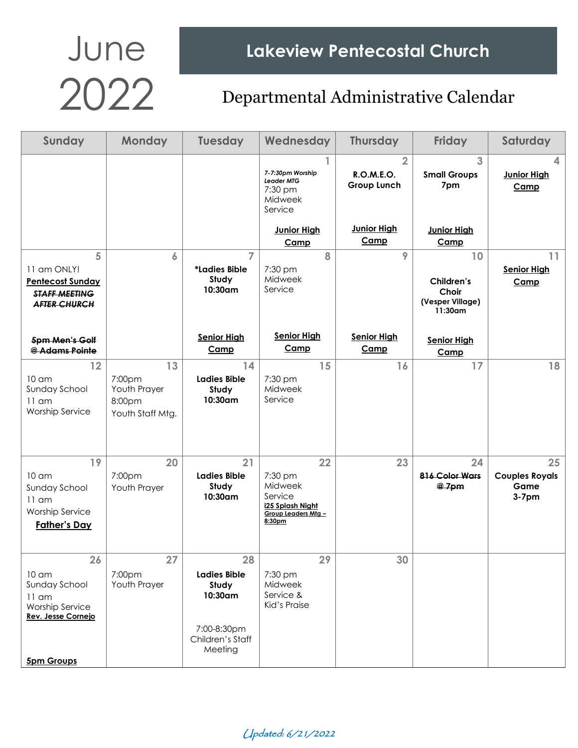# June 2022

## Lakeview Pentecostal Church

### Departmental Administrative Calendar

| Sunday | Monday | Tuesday | Wednesday | Thursday | Friday | Saturday |
|---|---|---|---|---|---|---|
| | | | **1** *7-7:30pm Worship Leader MTG* 7:30 pm Midweek Service **Junior High Camp** | **2** **R.O.M.E.O. Group Lunch** **Junior High Camp** | **3** **Small Groups 7pm** **Junior High Camp** | **4** **Junior High Camp** |
| **5** 11 am ONLY! **Pentecost Sunday** ~~STAFF MEETING AFTER CHURCH~~ ~~5pm Men's Golf @ Adams Pointe~~ | **6** | **7** **\*Ladies Bible Study 10:30am** **Senior High Camp** | **8** 7:30 pm Midweek Service **Senior High Camp** | **9** **Senior High Camp** | **10** **Children's Choir (Vesper Village) 11:30am** **Senior High Camp** | **11** **Senior High Camp** |
| **12** 10 am Sunday School 11 am Worship Service | **13** 7:00pm Youth Prayer 8:00pm Youth Staff Mtg. | **14** **Ladies Bible Study 10:30am** | **15** 7:30 pm Midweek Service | **16** | **17** | **18** |
| **19** 10 am Sunday School 11 am Worship Service **Father's Day** | **20** 7:00pm Youth Prayer | **21** **Ladies Bible Study 10:30am** | **22** 7:30 pm Midweek Service **i25 Splash Night Group Leaders Mtg – 8:30pm** | **23** | **24** ~~816 Color Wars @ 7pm~~ | **25** **Couples Royals Game 3-7pm** |
| **26** 10 am Sunday School 11 am Worship Service **Rev. Jesse Cornejo** **5pm Groups** | **27** 7:00pm Youth Prayer | **28** **Ladies Bible Study 10:30am** 7:00-8:30pm Children's Staff Meeting | **29** 7:30 pm Midweek Service & Kid's Praise | **30** | | |

*Updated: 6/21/2022*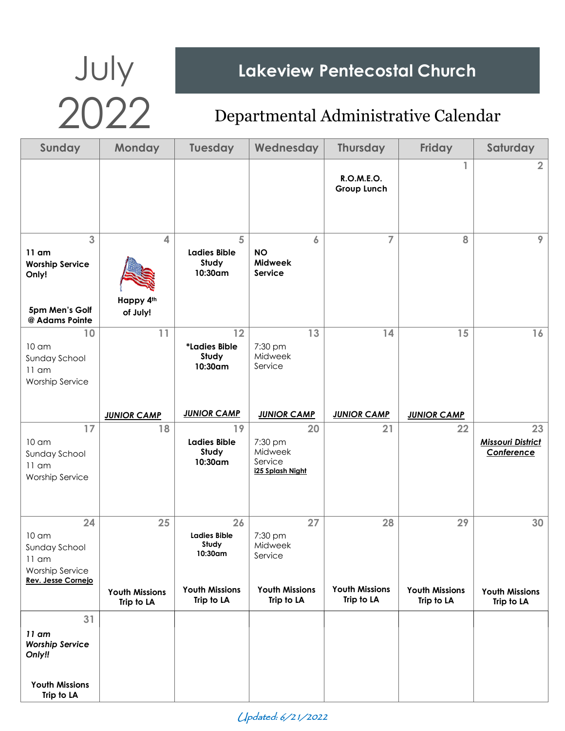# July 2022

## Lakeview Pentecostal Church

### Departmental Administrative Calendar

| Sunday | Monday | Tuesday | Wednesday | Thursday | Friday | Saturday |
|---|---|---|---|---|---|---|
| | | | | **R.O.M.E.O. Group Lunch** | 1 | 2 |
| 3 **11 am Worship Service Only!** **5pm Men's Golf @ Adams Pointe** | 4 **Happy 4th of July!** | 5 **Ladies Bible Study 10:30am** | 6 **NO Midweek Service** | 7 | 8 | 9 |
| 10 10 am Sunday School 11 am Worship Service | 11 ***JUNIOR CAMP*** | 12 ***Ladies Bible Study 10:30am** ***JUNIOR CAMP*** | 13 7:30 pm Midweek Service ***JUNIOR CAMP*** | 14 ***JUNIOR CAMP*** | 15 ***JUNIOR CAMP*** | 16 |
| 17 10 am Sunday School 11 am Worship Service | 18 | 19 **Ladies Bible Study 10:30am** | 20 7:30 pm Midweek Service **i25 Splash Night** | 21 | 22 | 23 ***Missouri District Conference*** |
| 24 10 am Sunday School 11 am Worship Service **Rev. Jesse Cornejo** | 25 **Youth Missions Trip to LA** | 26 **Ladies Bible Study 10:30am** **Youth Missions Trip to LA** | 27 7:30 pm Midweek Service **Youth Missions Trip to LA** | 28 **Youth Missions Trip to LA** | 29 **Youth Missions Trip to LA** | 30 **Youth Missions Trip to LA** |
| 31 ***11 am Worship Service Only!!*** **Youth Missions Trip to LA** | | | | | | |

*Updated: 6/21/2022*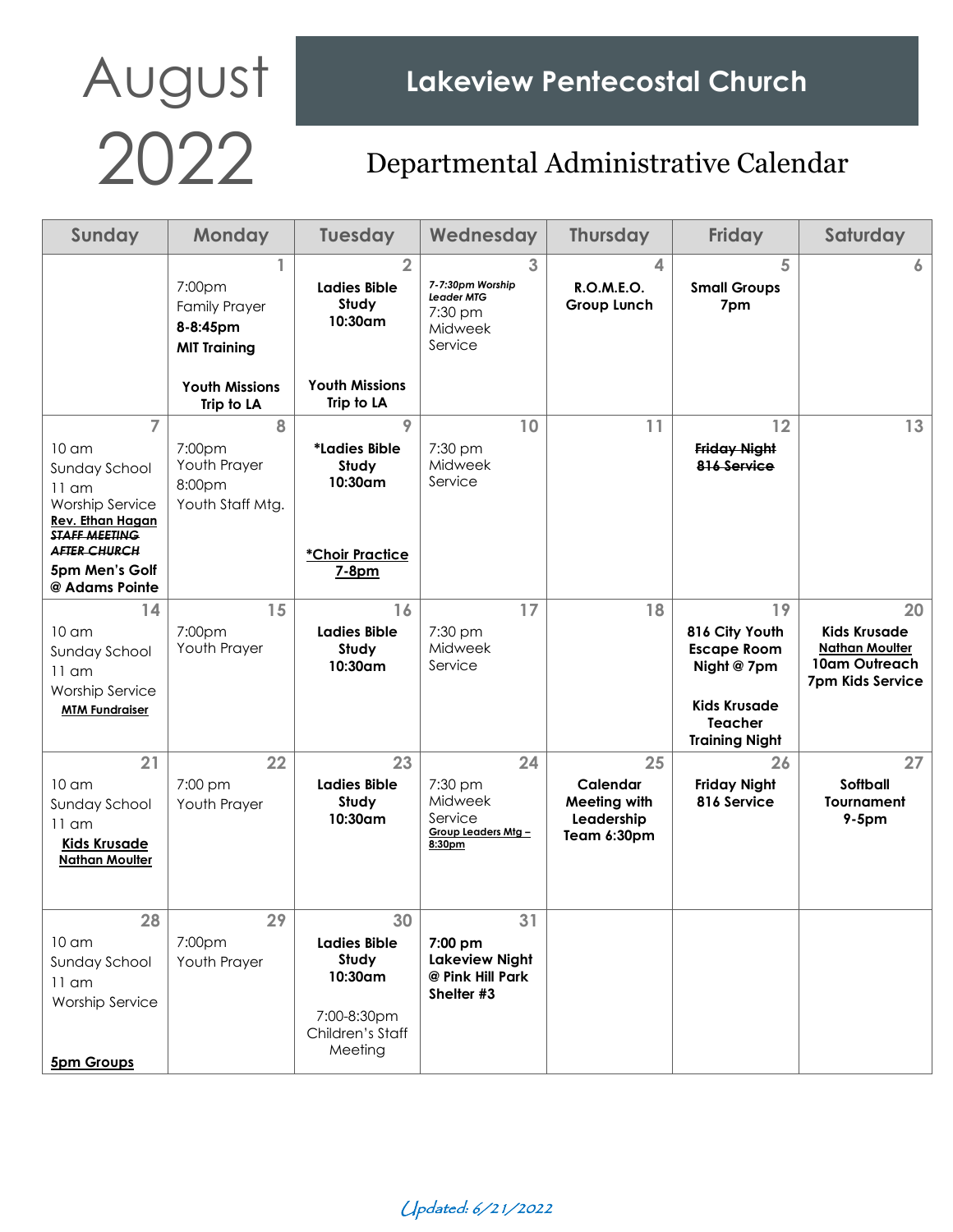# August 2022

## Lakeview Pentecostal Church

### Departmental Administrative Calendar

| Sunday | Monday | Tuesday | Wednesday | Thursday | Friday | Saturday |
|---|---|---|---|---|---|---|
| | 1<br>7:00pm Family Prayer<br>**8-8:45pm MIT Training**<br>**Youth Missions Trip to LA** | 2<br>**Ladies Bible Study 10:30am**<br>**Youth Missions Trip to LA** | 3<br>***7-7:30pm Worship Leader MTG***<br>7:30 pm Midweek Service | 4<br>**R.O.M.E.O. Group Lunch** | 5<br>**Small Groups 7pm** | 6 |
| 7<br>10 am Sunday School<br>11 am Worship Service<br>**Rev. Ethan Hagan**<br>~~***STAFF MEETING AFTER CHURCH***~~<br>**5pm Men's Golf @ Adams Pointe** | 8<br>7:00pm Youth Prayer<br>8:00pm Youth Staff Mtg. | 9<br>**\*Ladies Bible Study 10:30am**<br>**\*Choir Practice 7-8pm** | 10<br>7:30 pm Midweek Service | 11 | 12<br>~~**Friday Night 816 Service**~~ | 13 |
| 14<br>10 am Sunday School<br>11 am Worship Service<br>**MTM Fundraiser** | 15<br>7:00pm Youth Prayer | 16<br>**Ladies Bible Study 10:30am** | 17<br>7:30 pm Midweek Service | 18 | 19<br>**816 City Youth Escape Room Night @ 7pm**<br>**Kids Krusade Teacher Training Night** | 20<br>**Kids Krusade**<br>**Nathan Moulter**<br>**10am Outreach**<br>**7pm Kids Service** |
| 21<br>10 am Sunday School<br>11 am<br>**Kids Krusade Nathan Moulter** | 22<br>7:00 pm Youth Prayer | 23<br>**Ladies Bible Study 10:30am** | 24<br>7:30 pm Midweek Service<br>**Group Leaders Mtg – 8:30pm** | 25<br>**Calendar Meeting with Leadership Team 6:30pm** | 26<br>**Friday Night 816 Service** | 27<br>**Softball Tournament 9-5pm** |
| 28<br>10 am Sunday School<br>11 am Worship Service<br>**5pm Groups** | 29<br>7:00pm Youth Prayer | 30<br>**Ladies Bible Study 10:30am**<br>7:00-8:30pm Children's Staff Meeting | 31<br>**7:00 pm Lakeview Night @ Pink Hill Park Shelter #3** | | | |

*Updated: 6/21/2022*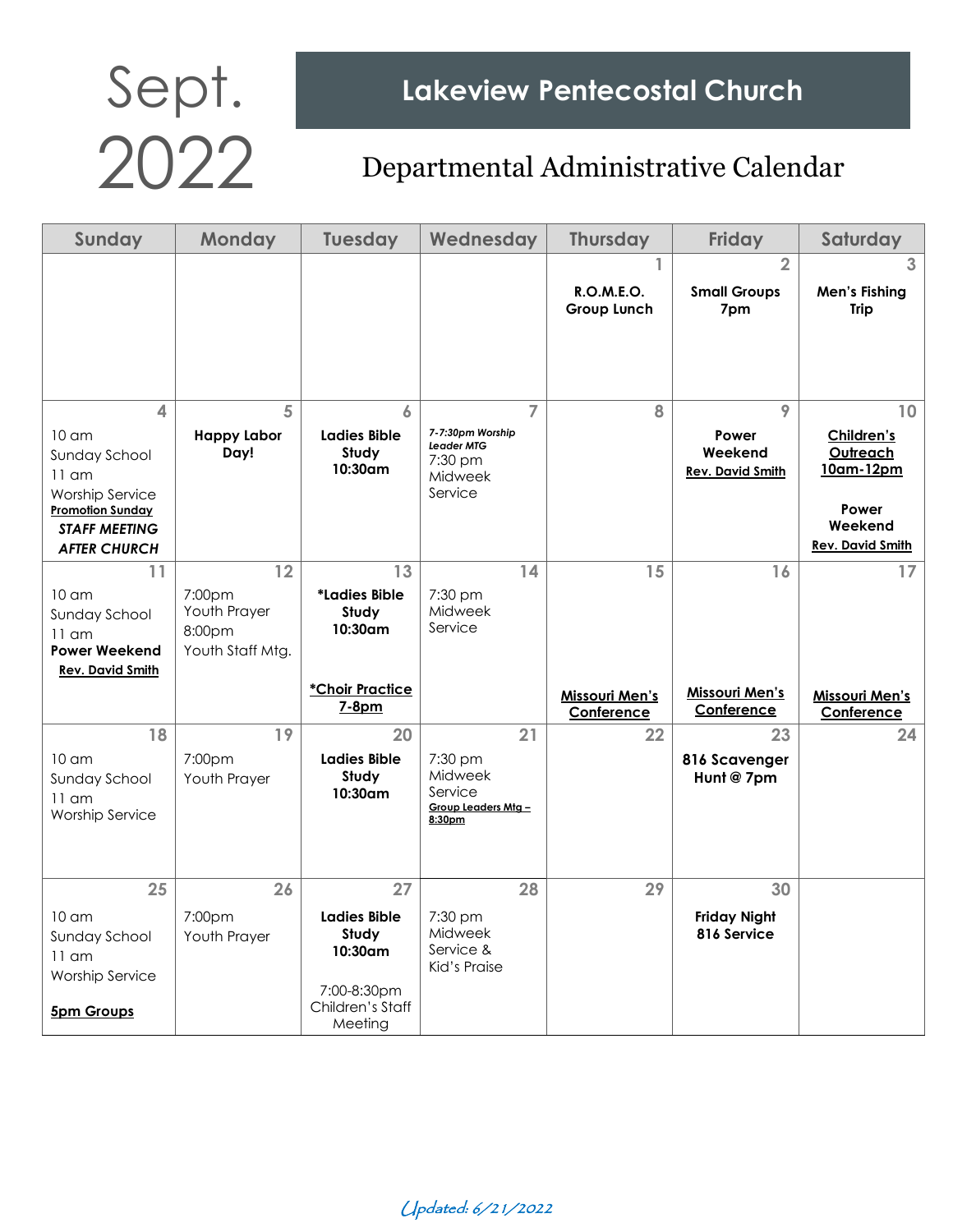# Sept. 2022

## Lakeview Pentecostal Church

### Departmental Administrative Calendar

| Sunday | Monday | Tuesday | Wednesday | Thursday | Friday | Saturday |
|---|---|---|---|---|---|---|
| | | | | 1 **R.O.M.E.O. Group Lunch** | 2 **Small Groups 7pm** | 3 **Men's Fishing Trip** |
| 4 10 am Sunday School 11 am Worship Service **Promotion Sunday** ***STAFF MEETING AFTER CHURCH*** | 5 **Happy Labor Day!** | 6 **Ladies Bible Study 10:30am** | 7 *7-7:30pm Worship Leader MTG* 7:30 pm Midweek Service | 8 | 9 **Power Weekend** **Rev. David Smith** | 10 **Children's Outreach 10am-12pm** **Power Weekend** **Rev. David Smith** |
| 11 10 am Sunday School 11 am **Power Weekend** **Rev. David Smith** | 12 7:00pm Youth Prayer 8:00pm Youth Staff Mtg. | 13 **\*Ladies Bible Study 10:30am** **\*Choir Practice 7-8pm** | 14 7:30 pm Midweek Service | 15 **Missouri Men's Conference** | 16 **Missouri Men's Conference** | 17 **Missouri Men's Conference** |
| 18 10 am Sunday School 11 am Worship Service | 19 7:00pm Youth Prayer | 20 **Ladies Bible Study 10:30am** | 21 7:30 pm Midweek Service **Group Leaders Mtg – 8:30pm** | 22 | 23 **816 Scavenger Hunt @ 7pm** | 24 |
| 25 10 am Sunday School 11 am Worship Service **5pm Groups** | 26 7:00pm Youth Prayer | 27 **Ladies Bible Study 10:30am** 7:00-8:30pm Children's Staff Meeting | 28 7:30 pm Midweek Service & Kid's Praise | 29 | 30 **Friday Night 816 Service** | |

*Updated: 6/21/2022*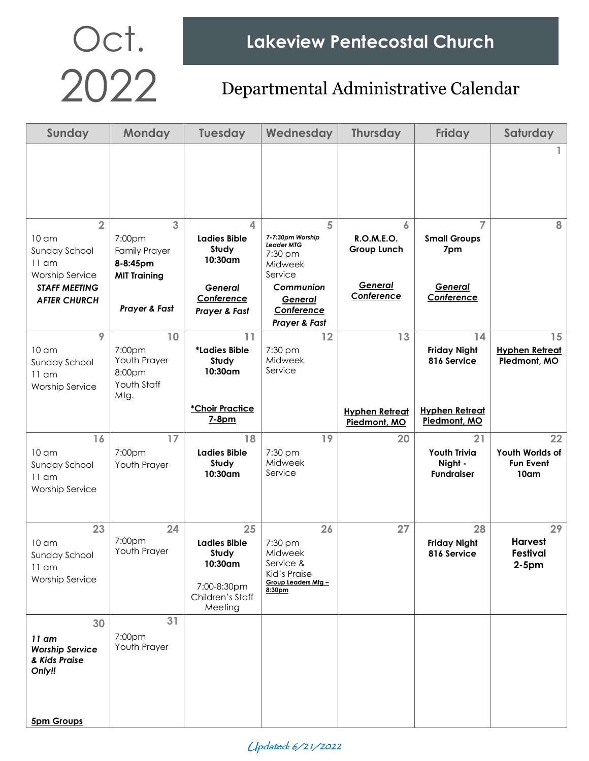# Oct. 2022

## Lakeview Pentecostal Church

### Departmental Administrative Calendar

| Sunday | Monday | Tuesday | Wednesday | Thursday | Friday | Saturday |
|---|---|---|---|---|---|---|
| | | | | | | 1 |
| 2<br>10 am<br>Sunday School<br>11 am<br>Worship Service<br>***STAFF MEETING AFTER CHURCH*** | 3<br>7:00pm<br>Family Prayer<br>**8-8:45pm**<br>**MIT Training**<br><br>***Prayer & Fast*** | 4<br>**Ladies Bible Study 10:30am**<br><br>***General Conference***<br>***Prayer & Fast*** | 5<br>***7-7:30pm Worship Leader MTG***<br>7:30 pm<br>Midweek Service<br>***Communion***<br>***General Conference***<br>***Prayer & Fast*** | 6<br>**R.O.M.E.O. Group Lunch**<br><br>***General Conference*** | 7<br>**Small Groups 7pm**<br><br>***General Conference*** | 8 |
| 9<br>10 am<br>Sunday School<br>11 am<br>Worship Service | 10<br>7:00pm<br>Youth Prayer<br>8:00pm<br>Youth Staff Mtg. | 11<br>**\*Ladies Bible Study 10:30am**<br><br>**\*Choir Practice 7-8pm** | 12<br>7:30 pm<br>Midweek Service | 13<br><br>**Hyphen Retreat Piedmont, MO** | 14<br>**Friday Night 816 Service**<br><br>**Hyphen Retreat Piedmont, MO** | 15<br>**Hyphen Retreat Piedmont, MO** |
| 16<br>10 am<br>Sunday School<br>11 am<br>Worship Service | 17<br>7:00pm<br>Youth Prayer | 18<br>**Ladies Bible Study 10:30am** | 19<br>7:30 pm<br>Midweek Service | 20 | 21<br>**Youth Trivia Night - Fundraiser** | 22<br>**Youth Worlds of Fun Event 10am** |
| 23<br>10 am<br>Sunday School<br>11 am<br>Worship Service | 24<br>7:00pm<br>Youth Prayer | 25<br>**Ladies Bible Study 10:30am**<br><br>7:00-8:30pm<br>Children's Staff Meeting | 26<br>7:30 pm<br>Midweek Service &<br>Kid's Praise<br>**Group Leaders Mtg – 8:30pm** | 27 | 28<br>**Friday Night 816 Service** | 29<br>**Harvest Festival 2-5pm** |
| 30<br>***11 am Worship Service & Kids Praise Only!!***<br><br>**5pm Groups** | 31<br>7:00pm<br>Youth Prayer | | | | | |

*Updated: 6/21/2022*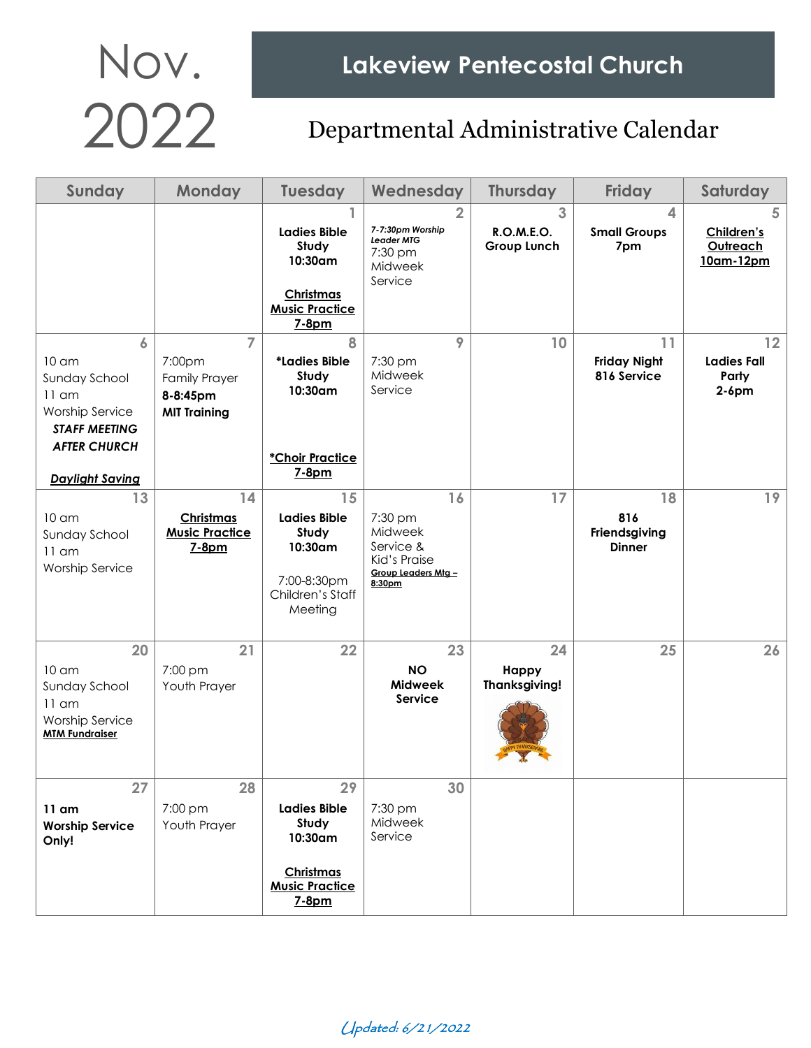# Nov. 2022

## Lakeview Pentecostal Church

### Departmental Administrative Calendar

| Sunday | Monday | Tuesday | Wednesday | Thursday | Friday | Saturday |
|---|---|---|---|---|---|---|
| | | 1<br>**Ladies Bible Study 10:30am**<br><br>**Christmas Music Practice 7-8pm** | 2<br>***7-7:30pm Worship Leader MTG***<br>7:30 pm Midweek Service | 3<br>**R.O.M.E.O. Group Lunch** | 4<br>**Small Groups 7pm** | 5<br>**Children's Outreach 10am-12pm** |
| 6<br>10 am Sunday School<br>11 am Worship Service<br>***STAFF MEETING AFTER CHURCH***<br><br>***Daylight Saving*** | 7<br>7:00pm Family Prayer<br>**8-8:45pm MIT Training** | 8<br>**\*Ladies Bible Study 10:30am**<br><br>**\*Choir Practice 7-8pm** | 9<br>7:30 pm Midweek Service | 10 | 11<br>**Friday Night 816 Service** | 12<br>**Ladies Fall Party 2-6pm** |
| 13<br>10 am Sunday School<br>11 am Worship Service | 14<br>**Christmas Music Practice 7-8pm** | 15<br>**Ladies Bible Study 10:30am**<br><br>7:00-8:30pm Children's Staff Meeting | 16<br>7:30 pm Midweek Service & Kid's Praise<br>**Group Leaders Mtg – 8:30pm** | 17 | 18<br>**816 Friendsgiving Dinner** | 19 |
| 20<br>10 am Sunday School<br>11 am Worship Service<br>**MTM Fundraiser** | 21<br>7:00 pm Youth Prayer | 22 | 23<br>**NO Midweek Service** | 24<br>**Happy Thanksgiving!** | 25 | 26 |
| 27<br>**11 am Worship Service Only!** | 28<br>7:00 pm Youth Prayer | 29<br>**Ladies Bible Study 10:30am**<br><br>**Christmas Music Practice 7-8pm** | 30<br>7:30 pm Midweek Service | | | |

*Updated: 6/21/2022*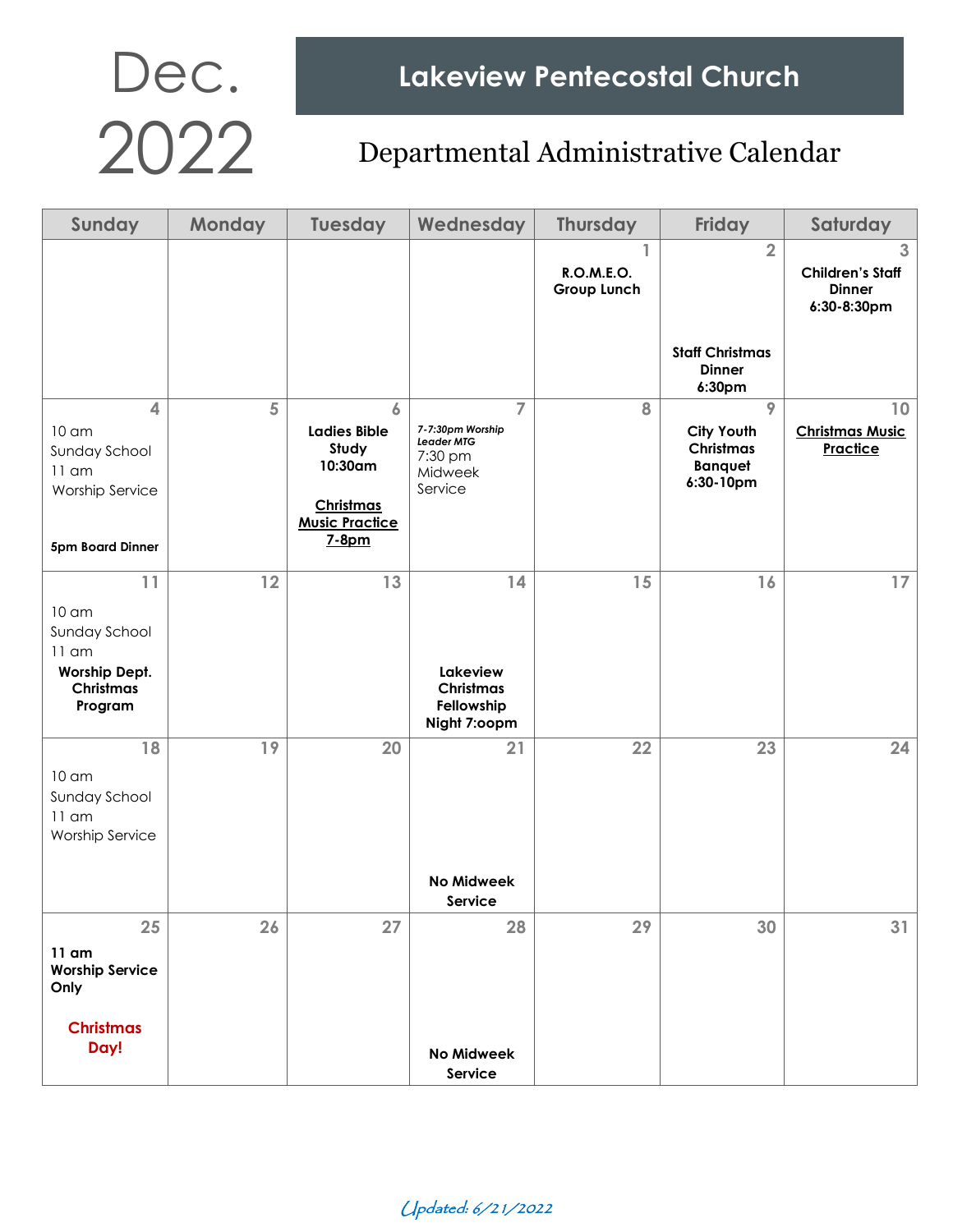# Dec. 2022

## Lakeview Pentecostal Church

### Departmental Administrative Calendar

| Sunday | Monday | Tuesday | Wednesday | Thursday | Friday | Saturday |
|---|---|---|---|---|---|---|
| | | | | 1 **R.O.M.E.O. Group Lunch** | 2 **Staff Christmas Dinner 6:30pm** | 3 **Children's Staff Dinner 6:30-8:30pm** |
| 4 10 am Sunday School 11 am Worship Service **5pm Board Dinner** | 5 | 6 **Ladies Bible Study 10:30am** **Christmas Music Practice 7-8pm** | 7 ***7-7:30pm Worship Leader MTG*** 7:30 pm Midweek Service | 8 | 9 **City Youth Christmas Banquet 6:30-10pm** | 10 **Christmas Music Practice** |
| 11 10 am Sunday School 11 am **Worship Dept. Christmas Program** | 12 | 13 | 14 **Lakeview Christmas Fellowship Night 7:oopm** | 15 | 16 | 17 |
| 18 10 am Sunday School 11 am Worship Service | 19 | 20 | 21 **No Midweek Service** | 22 | 23 | 24 |
| 25 **11 am Worship Service Only** **Christmas Day!** | 26 | 27 | 28 **No Midweek Service** | 29 | 30 | 31 |

*Updated: 6/21/2022*